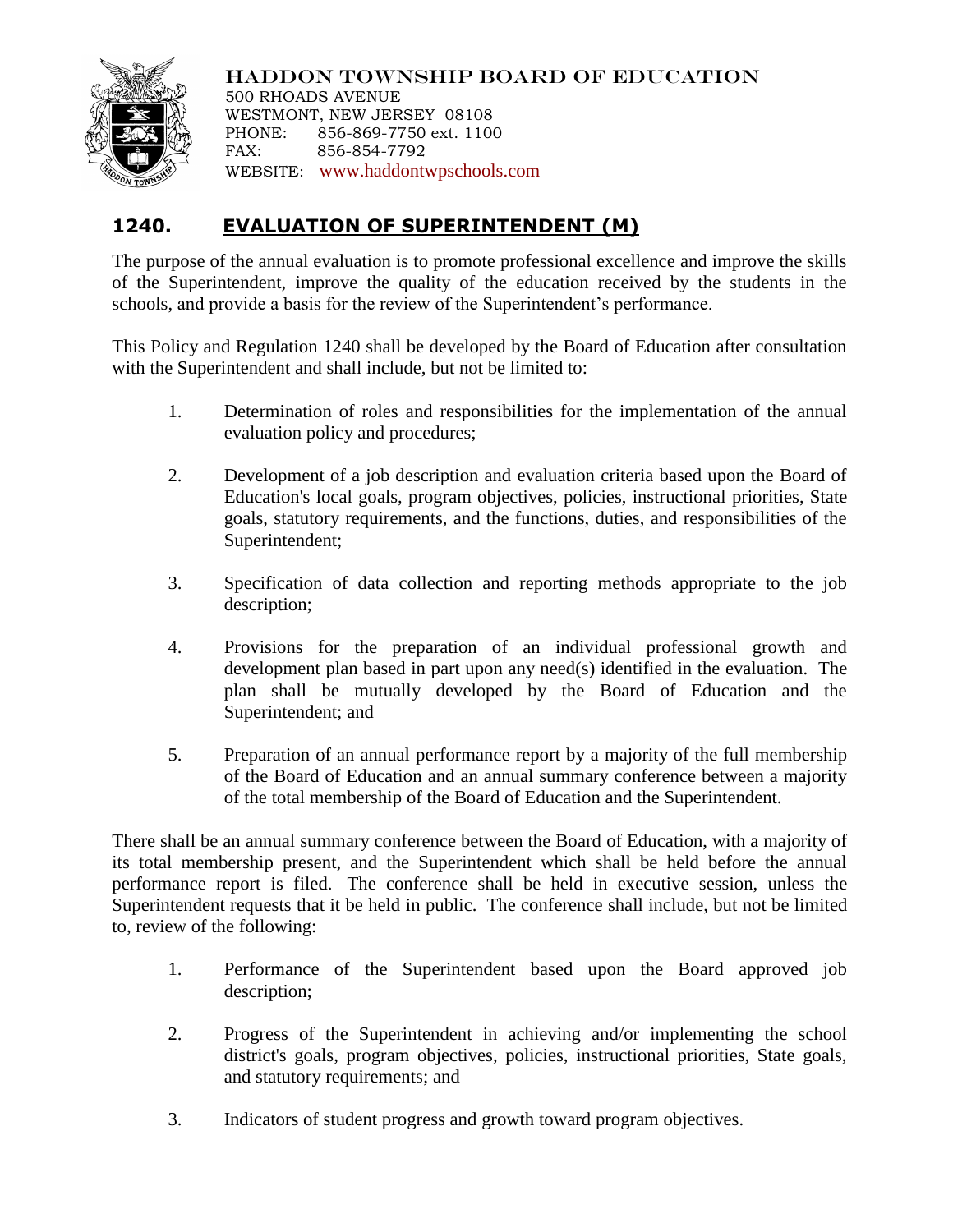HADDON TOWNSHIP BOARD OF EDUCATION
500 RHOADS AVENUE
WESTMONT, NEW JERSEY 08108
PHONE: 856-869-7750 ext. 1100
FAX: 856-854-7792
WEBSITE: www.haddontwpschools.com

# 1240. EVALUATION OF SUPERINTENDENT (M)

The purpose of the annual evaluation is to promote professional excellence and improve the skills of the Superintendent, improve the quality of the education received by the students in the schools, and provide a basis for the review of the Superintendent's performance.

This Policy and Regulation 1240 shall be developed by the Board of Education after consultation with the Superintendent and shall include, but not be limited to:

1. Determination of roles and responsibilities for the implementation of the annual evaluation policy and procedures;
2. Development of a job description and evaluation criteria based upon the Board of Education's local goals, program objectives, policies, instructional priorities, State goals, statutory requirements, and the functions, duties, and responsibilities of the Superintendent;
3. Specification of data collection and reporting methods appropriate to the job description;
4. Provisions for the preparation of an individual professional growth and development plan based in part upon any need(s) identified in the evaluation. The plan shall be mutually developed by the Board of Education and the Superintendent; and
5. Preparation of an annual performance report by a majority of the full membership of the Board of Education and an annual summary conference between a majority of the total membership of the Board of Education and the Superintendent.

There shall be an annual summary conference between the Board of Education, with a majority of its total membership present, and the Superintendent which shall be held before the annual performance report is filed. The conference shall be held in executive session, unless the Superintendent requests that it be held in public. The conference shall include, but not be limited to, review of the following:

1. Performance of the Superintendent based upon the Board approved job description;
2. Progress of the Superintendent in achieving and/or implementing the school district's goals, program objectives, policies, instructional priorities, State goals, and statutory requirements; and
3. Indicators of student progress and growth toward program objectives.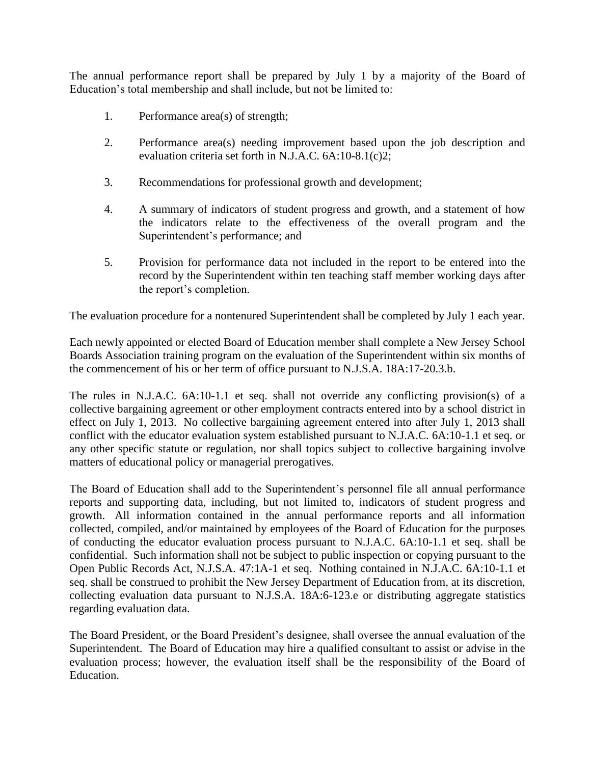The annual performance report shall be prepared by July 1 by a majority of the Board of Education's total membership and shall include, but not be limited to:

1. Performance area(s) of strength;

2. Performance area(s) needing improvement based upon the job description and evaluation criteria set forth in N.J.A.C. 6A:10-8.1(c)2;

3. Recommendations for professional growth and development;

4. A summary of indicators of student progress and growth, and a statement of how the indicators relate to the effectiveness of the overall program and the Superintendent's performance; and

5. Provision for performance data not included in the report to be entered into the record by the Superintendent within ten teaching staff member working days after the report's completion.

The evaluation procedure for a nontenured Superintendent shall be completed by July 1 each year.

Each newly appointed or elected Board of Education member shall complete a New Jersey School Boards Association training program on the evaluation of the Superintendent within six months of the commencement of his or her term of office pursuant to N.J.S.A. 18A:17-20.3.b.

The rules in N.J.A.C. 6A:10-1.1 et seq. shall not override any conflicting provision(s) of a collective bargaining agreement or other employment contracts entered into by a school district in effect on July 1, 2013. No collective bargaining agreement entered into after July 1, 2013 shall conflict with the educator evaluation system established pursuant to N.J.A.C. 6A:10-1.1 et seq. or any other specific statute or regulation, nor shall topics subject to collective bargaining involve matters of educational policy or managerial prerogatives.

The Board of Education shall add to the Superintendent's personnel file all annual performance reports and supporting data, including, but not limited to, indicators of student progress and growth. All information contained in the annual performance reports and all information collected, compiled, and/or maintained by employees of the Board of Education for the purposes of conducting the educator evaluation process pursuant to N.J.A.C. 6A:10-1.1 et seq. shall be confidential. Such information shall not be subject to public inspection or copying pursuant to the Open Public Records Act, N.J.S.A. 47:1A-1 et seq. Nothing contained in N.J.A.C. 6A:10-1.1 et seq. shall be construed to prohibit the New Jersey Department of Education from, at its discretion, collecting evaluation data pursuant to N.J.S.A. 18A:6-123.e or distributing aggregate statistics regarding evaluation data.

The Board President, or the Board President's designee, shall oversee the annual evaluation of the Superintendent. The Board of Education may hire a qualified consultant to assist or advise in the evaluation process; however, the evaluation itself shall be the responsibility of the Board of Education.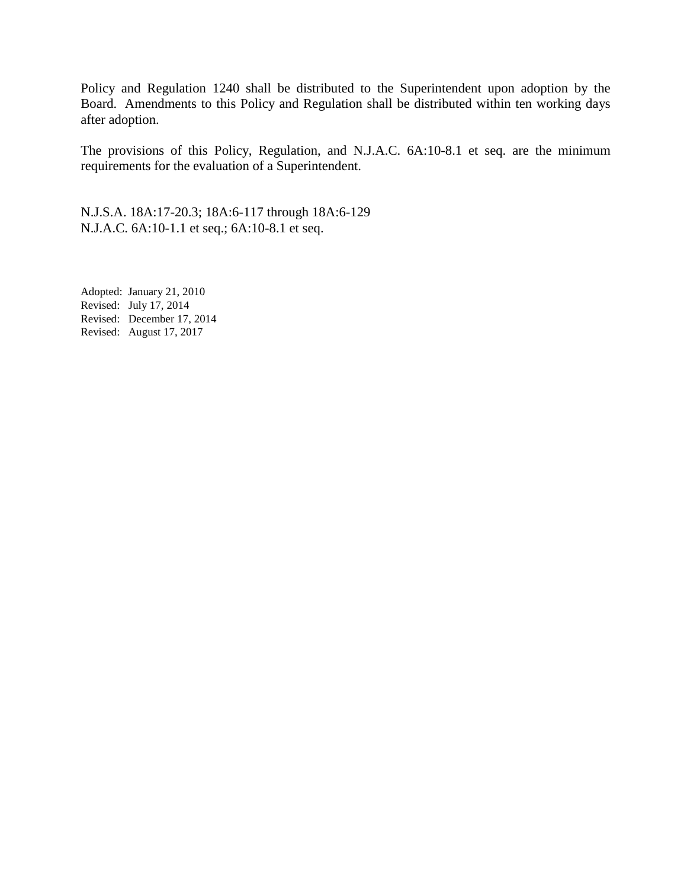Policy and Regulation 1240 shall be distributed to the Superintendent upon adoption by the Board. Amendments to this Policy and Regulation shall be distributed within ten working days after adoption.

The provisions of this Policy, Regulation, and N.J.A.C. 6A:10-8.1 et seq. are the minimum requirements for the evaluation of a Superintendent.

N.J.S.A. 18A:17-20.3; 18A:6-117 through 18A:6-129
N.J.A.C. 6A:10-1.1 et seq.; 6A:10-8.1 et seq.

Adopted: January 21, 2010
Revised: July 17, 2014
Revised: December 17, 2014
Revised: August 17, 2017